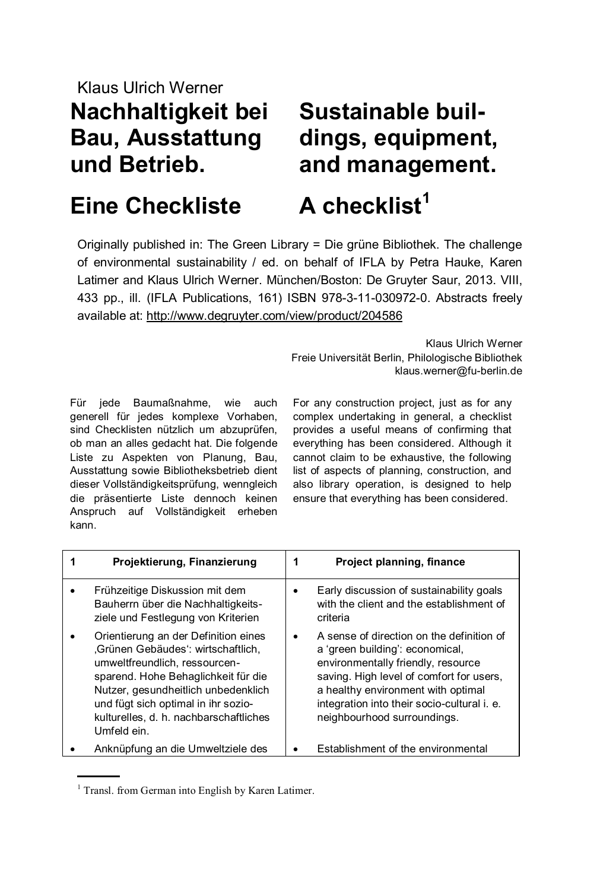Klaus Ulrich Werner

# Nachhaltigkeit bei Bau, Ausstattung und Betrieb. Eine Checkliste

# Sustainable buildings, equipment, and management. A checklist[1]

Originally published in: The Green Library = Die grüne Bibliothek. The challenge of environmental sustainability / ed. on behalf of IFLA by Petra Hauke, Karen Latimer and Klaus Ulrich Werner. München/Boston: De Gruyter Saur, 2013. VIII, 433 pp., ill. (IFLA Publications, 161) ISBN 978-3-11-030972-0. Abstracts freely available at: http://www.degruyter.com/view/product/204586

Klaus Ulrich Werner
Freie Universität Berlin, Philologische Bibliothek
klaus.werner@fu-berlin.de

Für jede Baumaßnahme, wie auch generell für jedes komplexe Vorhaben, sind Checklisten nützlich um abzuprüfen, ob man an alles gedacht hat. Die folgende Liste zu Aspekten von Planung, Bau, Ausstattung sowie Bibliotheksbetrieb dient dieser Vollständigkeitsprüfung, wenngleich die präsentierte Liste dennoch keinen Anspruch auf Vollständigkeit erheben kann.

For any construction project, just as for any complex undertaking in general, a checklist provides a useful means of confirming that everything has been considered. Although it cannot claim to be exhaustive, the following list of aspects of planning, construction, and also library operation, is designed to help ensure that everything has been considered.

| 1 Projektierung, Finanzierung | 1 Project planning, finance |
|---|---|
| • Frühzeitige Diskussion mit dem Bauherrn über die Nachhaltigkeitsziele und Festlegung von Kriterien | • Early discussion of sustainability goals with the client and the establishment of criteria |
| • Orientierung an der Definition eines ‚Grünen Gebäudes': wirtschaftlich, umweltfreundlich, ressourcensparend. Hohe Behaglichkeit für die Nutzer, gesundheitlich unbedenklich und fügt sich optimal in ihr soziokulturelles, d. h. nachbarschaftliches Umfeld ein. | • A sense of direction on the definition of a 'green building': economical, environmentally friendly, resource saving. High level of comfort for users, a healthy environment with optimal integration into their socio-cultural i. e. neighbourhood surroundings. |
| • Anknüpfung an die Umweltziele des | • Establishment of the environmental |

[1] Transl. from German into English by Karen Latimer.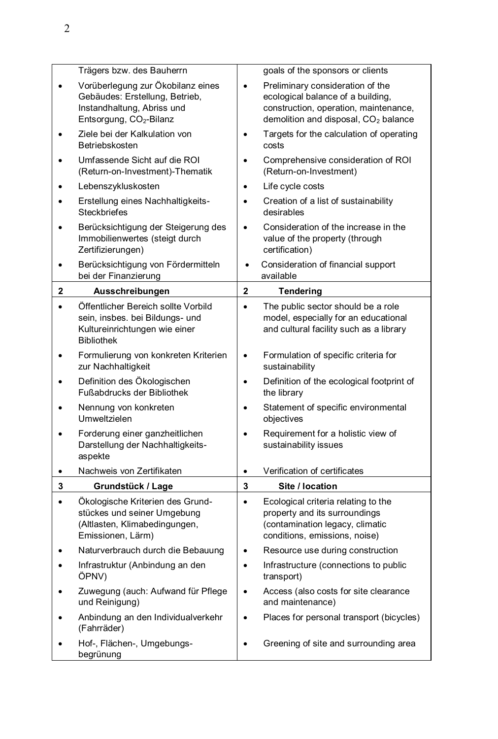| | |
|---|---|
| Trägers bzw. des Bauherrn | goals of the sponsors or clients |
| • Vorüberlegung zur Ökobilanz eines Gebäudes: Erstellung, Betrieb, Instandhaltung, Abriss und Entsorgung, $CO_2$-Bilanz | • Preliminary consideration of the ecological balance of a building, construction, operation, maintenance, demolition and disposal, $CO_2$ balance |
| • Ziele bei der Kalkulation von Betriebskosten | • Targets for the calculation of operating costs |
| • Umfassende Sicht auf die ROI (Return-on-Investment)-Thematik | • Comprehensive consideration of ROI (Return-on-Investment) |
| • Lebenszykluskosten | • Life cycle costs |
| • Erstellung eines Nachhaltigkeits-Steckbriefes | • Creation of a list of sustainability desirables |
| • Berücksichtigung der Steigerung des Immobilienwertes (steigt durch Zertifizierungen) | • Consideration of the increase in the value of the property (through certification) |
| • Berücksichtigung von Fördermitteln bei der Finanzierung | • Consideration of financial support available |
| **2 Ausschreibungen** | **2 Tendering** |
| • Öffentlicher Bereich sollte Vorbild sein, insbes. bei Bildungs- und Kultureinrichtungen wie einer Bibliothek | • The public sector should be a role model, especially for an educational and cultural facility such as a library |
| • Formulierung von konkreten Kriterien zur Nachhaltigkeit | • Formulation of specific criteria for sustainability |
| • Definition des Ökologischen Fußabdrucks der Bibliothek | • Definition of the ecological footprint of the library |
| • Nennung von konkreten Umweltzielen | • Statement of specific environmental objectives |
| • Forderung einer ganzheitlichen Darstellung der Nachhaltigkeits-aspekte | • Requirement for a holistic view of sustainability issues |
| • Nachweis von Zertifikaten | • Verification of certificates |
| **3 Grundstück / Lage** | **3 Site / location** |
| • Ökologische Kriterien des Grund-stückes und seiner Umgebung (Altlasten, Klimabedingungen, Emissionen, Lärm) | • Ecological criteria relating to the property and its surroundings (contamination legacy, climatic conditions, emissions, noise) |
| • Naturverbrauch durch die Bebauung | • Resource use during construction |
| • Infrastruktur (Anbindung an den ÖPNV) | • Infrastructure (connections to public transport) |
| • Zuwegung (auch: Aufwand für Pflege und Reinigung) | • Access (also costs for site clearance and maintenance) |
| • Anbindung an den Individualverkehr (Fahrräder) | • Places for personal transport (bicycles) |
| • Hof-, Flächen-, Umgebungs-begrünung | • Greening of site and surrounding area |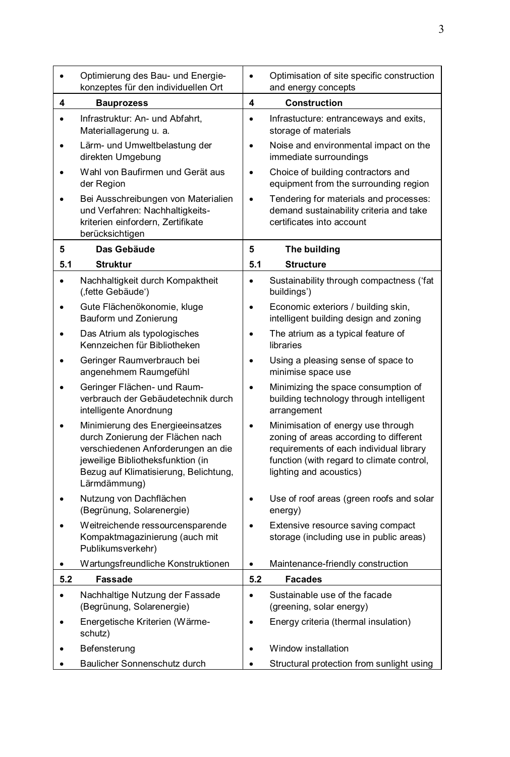| Deutsch | English |
|---|---|
| • Optimierung des Bau- und Energie­konzeptes für den individuellen Ort | • Optimisation of site specific construction and energy concepts |
| **4 Bauprozess** | **4 Construction** |
| • Infrastruktur: An- und Abfahrt, Materiallagerung u. a. | • Infrastucture: entranceways and exits, storage of materials |
| • Lärm- und Umweltbelastung der direkten Umgebung | • Noise and environmental impact on the immediate surroundings |
| • Wahl von Baufirmen und Gerät aus der Region | • Choice of building contractors and equipment from the surrounding region |
| • Bei Ausschreibungen von Materialien und Verfahren: Nachhaltigkeits­kriterien einfordern, Zertifikate berücksichtigen | • Tendering for materials and processes: demand sustainability criteria and take certificates into account |
| **5 Das Gebäude** | **5 The building** |
| **5.1 Struktur** | **5.1 Structure** |
| • Nachhaltigkeit durch Kompaktheit (‚fette Gebäude') | • Sustainability through compactness ('fat buildings') |
| • Gute Flächenökonomie, kluge Bauform und Zonierung | • Economic exteriors / building skin, intelligent building design and zoning |
| • Das Atrium als typologisches Kennzeichen für Bibliotheken | • The atrium as a typical feature of libraries |
| • Geringer Raumverbrauch bei angenehmem Raumgefühl | • Using a pleasing sense of space to minimise space use |
| • Geringer Flächen- und Raum­verbrauch der Gebäudetechnik durch intelligente Anordnung | • Minimizing the space consumption of building technology through intelligent arrangement |
| • Minimierung des Energieeinsatzes durch Zonierung der Flächen nach verschiedenen Anforderungen an die jeweilige Bibliotheksfunktion (in Bezug auf Klimatisierung, Belichtung, Lärmdämmung) | • Minimisation of energy use through zoning of areas according to different requirements of each individual library function (with regard to climate control, lighting and acoustics) |
| • Nutzung von Dachflächen (Begrünung, Solarenergie) | • Use of roof areas (green roofs and solar energy) |
| • Weitreichende ressourcensparende Kompaktmagazinierung (auch mit Publikumsverkehr) | • Extensive resource saving compact storage (including use in public areas) |
| • Wartungsfreundliche Konstruktionen | • Maintenance-friendly construction |
| **5.2 Fassade** | **5.2 Facades** |
| • Nachhaltige Nutzung der Fassade (Begrünung, Solarenergie) | • Sustainable use of the facade (greening, solar energy) |
| • Energetische Kriterien (Wärme­schutz) | • Energy criteria (thermal insulation) |
| • Befensterung | • Window installation |
| • Baulicher Sonnenschutz durch | • Structural protection from sunlight using |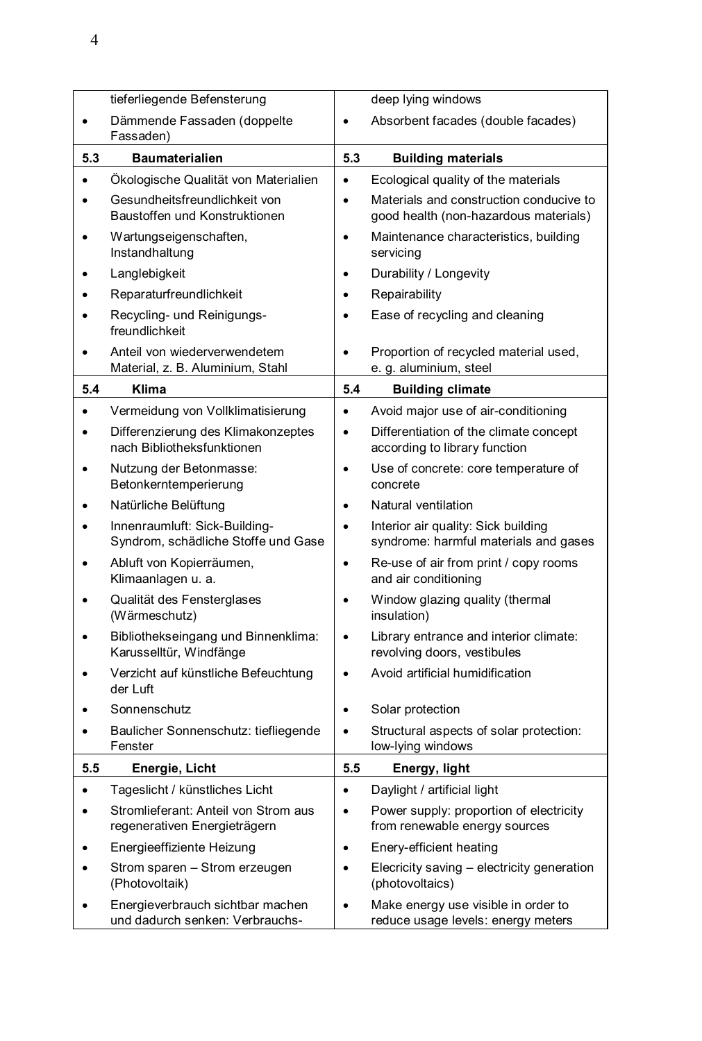| | |
|---|---|
| tieferliegende Befensterung | deep lying windows |
| • Dämmende Fassaden (doppelte Fassaden) | • Absorbent facades (double facades) |
| **5.3 Baumaterialien** | **5.3 Building materials** |
| • Ökologische Qualität von Materialien | • Ecological quality of the materials |
| • Gesundheitsfreundlichkeit von Baustoffen und Konstruktionen | • Materials and construction conducive to good health (non-hazardous materials) |
| • Wartungseigenschaften, Instandhaltung | • Maintenance characteristics, building servicing |
| • Langlebigkeit | • Durability / Longevity |
| • Reparaturfreundlichkeit | • Repairability |
| • Recycling- und Reinigungs-freundlichkeit | • Ease of recycling and cleaning |
| • Anteil von wiederverwendetem Material, z. B. Aluminium, Stahl | • Proportion of recycled material used, e. g. aluminium, steel |
| **5.4 Klima** | **5.4 Building climate** |
| • Vermeidung von Vollklimatisierung | • Avoid major use of air-conditioning |
| • Differenzierung des Klimakonzeptes nach Bibliotheksfunktionen | • Differentiation of the climate concept according to library function |
| • Nutzung der Betonmasse: Betonkerntemperierung | • Use of concrete: core temperature of concrete |
| • Natürliche Belüftung | • Natural ventilation |
| • Innenraumluft: Sick-Building-Syndrom, schädliche Stoffe und Gase | • Interior air quality: Sick building syndrome: harmful materials and gases |
| • Abluft von Kopierräumen, Klimaanlagen u. a. | • Re-use of air from print / copy rooms and air conditioning |
| • Qualität des Fensterglases (Wärmeschutz) | • Window glazing quality (thermal insulation) |
| • Bibliothekseingang und Binnenklima: Karusselltür, Windfänge | • Library entrance and interior climate: revolving doors, vestibules |
| • Verzicht auf künstliche Befeuchtung der Luft | • Avoid artificial humidification |
| • Sonnenschutz | • Solar protection |
| • Baulicher Sonnenschutz: tiefliegende Fenster | • Structural aspects of solar protection: low-lying windows |
| **5.5 Energie, Licht** | **5.5 Energy, light** |
| • Tageslicht / künstliches Licht | • Daylight / artificial light |
| • Stromlieferant: Anteil von Strom aus regenerativen Energieträgern | • Power supply: proportion of electricity from renewable energy sources |
| • Energieeffiziente Heizung | • Enery-efficient heating |
| • Strom sparen – Strom erzeugen (Photovoltaik) | • Elecricity saving – electricity generation (photovoltaics) |
| • Energieverbrauch sichtbar machen und dadurch senken: Verbrauchs- | • Make energy use visible in order to reduce usage levels: energy meters |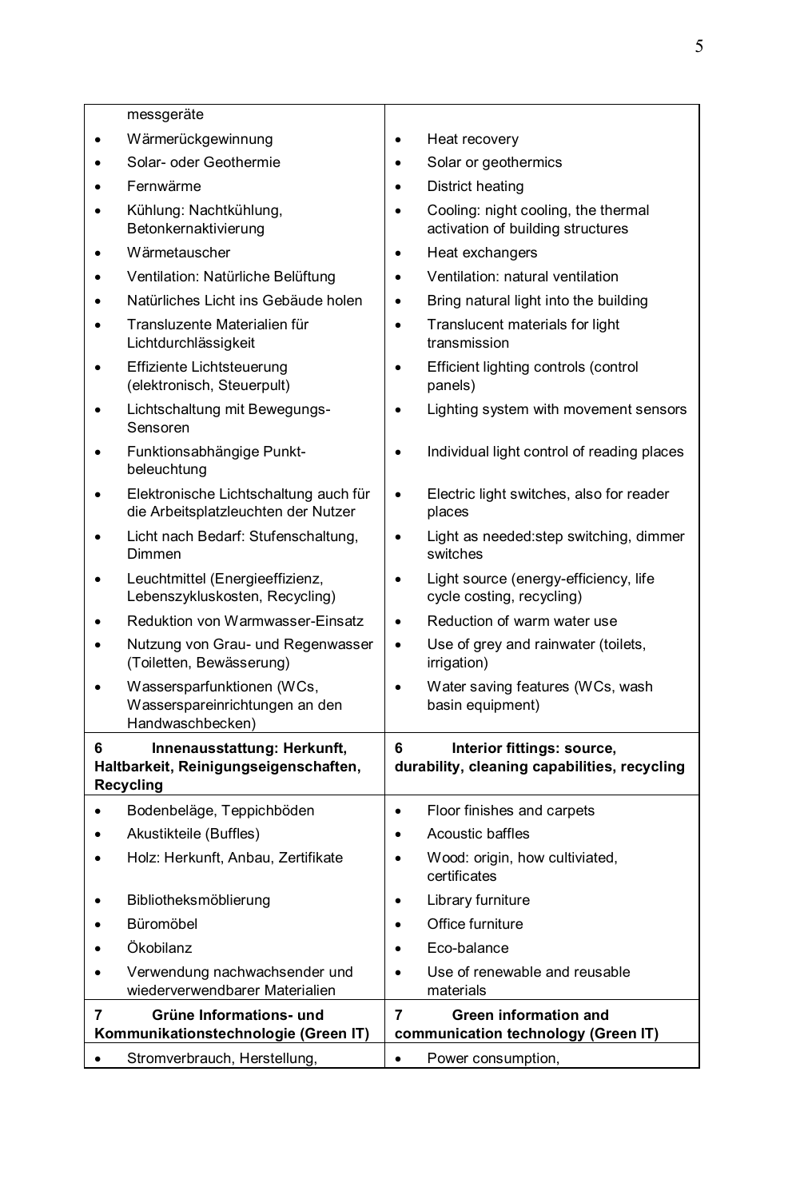| | |
|---|---|
| messgeräte | |
| • Wärmerückgewinnung | • Heat recovery |
| • Solar- oder Geothermie | • Solar or geothermics |
| • Fernwärme | • District heating |
| • Kühlung: Nachtkühlung, Betonkernaktivierung | • Cooling: night cooling, the thermal activation of building structures |
| • Wärmetauscher | • Heat exchangers |
| • Ventilation: Natürliche Belüftung | • Ventilation: natural ventilation |
| • Natürliches Licht ins Gebäude holen | • Bring natural light into the building |
| • Transluzente Materialien für Lichtdurchlässigkeit | • Translucent materials for light transmission |
| • Effiziente Lichtsteuerung (elektronisch, Steuerpult) | • Efficient lighting controls (control panels) |
| • Lichtschaltung mit Bewegungs-Sensoren | • Lighting system with movement sensors |
| • Funktionsabhängige Punkt-beleuchtung | • Individual light control of reading places |
| • Elektronische Lichtschaltung auch für die Arbeitsplatzleuchten der Nutzer | • Electric light switches, also for reader places |
| • Licht nach Bedarf: Stufenschaltung, Dimmen | • Light as needed:step switching, dimmer switches |
| • Leuchtmittel (Energieeffizienz, Lebenszykluskosten, Recycling) | • Light source (energy-efficiency, life cycle costing, recycling) |
| • Reduktion von Warmwasser-Einsatz | • Reduction of warm water use |
| • Nutzung von Grau- und Regenwasser (Toiletten, Bewässerung) | • Use of grey and rainwater (toilets, irrigation) |
| • Wassersparfunktionen (WCs, Wasserspareinrichtungen an den Handwaschbecken) | • Water saving features (WCs, wash basin equipment) |
| **6 Innenausstattung: Herkunft, Haltbarkeit, Reinigungseigenschaften, Recycling** | **6 Interior fittings: source, durability, cleaning capabilities, recycling** |
| • Bodenbeläge, Teppichböden | • Floor finishes and carpets |
| • Akustikteile (Buffles) | • Acoustic baffles |
| • Holz: Herkunft, Anbau, Zertifikate | • Wood: origin, how cultiviated, certificates |
| • Bibliotheksmöblierung | • Library furniture |
| • Büromöbel | • Office furniture |
| • Ökobilanz | • Eco-balance |
| • Verwendung nachwachsender und wiederverwendbarer Materialien | • Use of renewable and reusable materials |
| **7 Grüne Informations- und Kommunikationstechnologie (Green IT)** | **7 Green information and communication technology (Green IT)** |
| • Stromverbrauch, Herstellung, | • Power consumption, |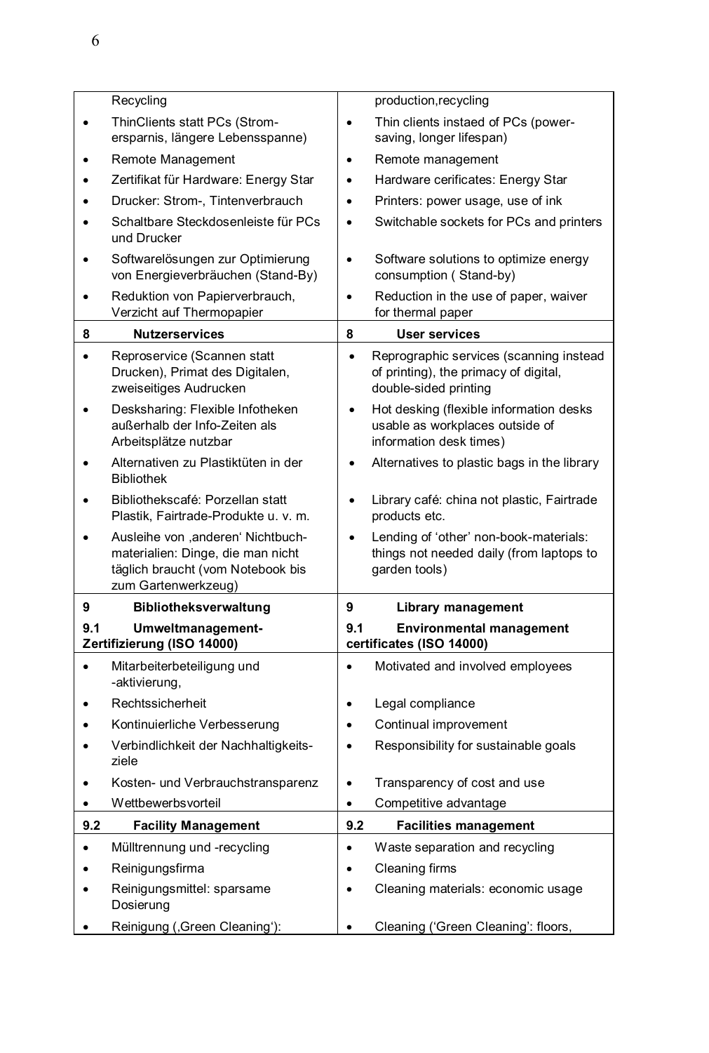| | |
|---|---|
| Recycling | production,recycling |
| • ThinClients statt PCs (Strom-ersparnis, längere Lebensspanne) | • Thin clients instaed of PCs (power-saving, longer lifespan) |
| • Remote Management | • Remote management |
| • Zertifikat für Hardware: Energy Star | • Hardware cerificates: Energy Star |
| • Drucker: Strom-, Tintenverbrauch | • Printers: power usage, use of ink |
| • Schaltbare Steckdosenleiste für PCs und Drucker | • Switchable sockets for PCs and printers |
| • Softwarelösungen zur Optimierung von Energieverbräuchen (Stand-By) | • Software solutions to optimize energy consumption ( Stand-by) |
| • Reduktion von Papierverbrauch, Verzicht auf Thermopapier | • Reduction in the use of paper, waiver for thermal paper |
| **8 Nutzerservices** | **8 User services** |
| • Reproservice (Scannen statt Drucken), Primat des Digitalen, zweiseitiges Audrucken | • Reprographic services (scanning instead of printing), the primacy of digital, double-sided printing |
| • Desksharing: Flexible Infotheken außerhalb der Info-Zeiten als Arbeitsplätze nutzbar | • Hot desking (flexible information desks usable as workplaces outside of information desk times) |
| • Alternativen zu Plastiktüten in der Bibliothek | • Alternatives to plastic bags in the library |
| • Bibliothekscafé: Porzellan statt Plastik, Fairtrade-Produkte u. v. m. | • Library café: china not plastic, Fairtrade products etc. |
| • Ausleihe von ‚anderen' Nichtbuch-materialien: Dinge, die man nicht täglich braucht (vom Notebook bis zum Gartenwerkzeug) | • Lending of 'other' non-book-materials: things not needed daily (from laptops to garden tools) |
| **9 Bibliotheksverwaltung** | **9 Library management** |
| **9.1 Umweltmanagement-Zertifizierung (ISO 14000)** | **9.1 Environmental management certificates (ISO 14000)** |
| • Mitarbeiterbeteiligung und -aktivierung, | • Motivated and involved employees |
| • Rechtssicherheit | • Legal compliance |
| • Kontinuierliche Verbesserung | • Continual improvement |
| • Verbindlichkeit der Nachhaltigkeits-ziele | • Responsibility for sustainable goals |
| • Kosten- und Verbrauchstransparenz | • Transparency of cost and use |
| • Wettbewerbsvorteil | • Competitive advantage |
| **9.2 Facility Management** | **9.2 Facilities management** |
| • Mülltrennung und -recycling | • Waste separation and recycling |
| • Reinigungsfirma | • Cleaning firms |
| • Reinigungsmittel: sparsame Dosierung | • Cleaning materials: economic usage |
| • Reinigung (‚Green Cleaning'): | • Cleaning ('Green Cleaning': floors, |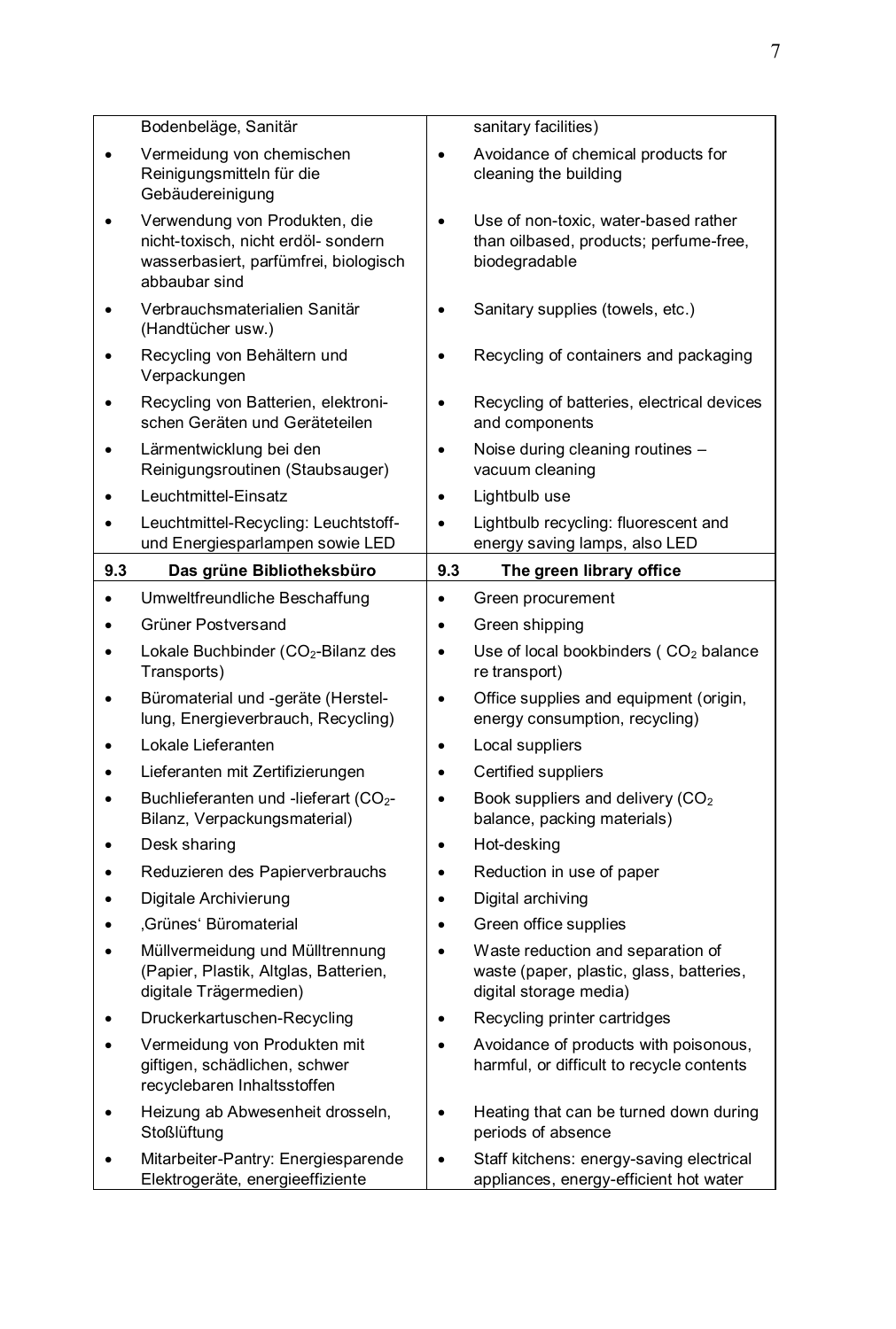| | |
|---|---|
| Bodenbeläge, Sanitär | sanitary facilities) |
| • Vermeidung von chemischen Reinigungsmitteln für die Gebäudereinigung | • Avoidance of chemical products for cleaning the building |
| • Verwendung von Produkten, die nicht-toxisch, nicht erdöl- sondern wasserbasiert, parfümfrei, biologisch abbaubar sind | • Use of non-toxic, water-based rather than oilbased, products; perfume-free, biodegradable |
| • Verbrauchsmaterialien Sanitär (Handtücher usw.) | • Sanitary supplies (towels, etc.) |
| • Recycling von Behältern und Verpackungen | • Recycling of containers and packaging |
| • Recycling von Batterien, elektronischen Geräten und Geräteteilen | • Recycling of batteries, electrical devices and components |
| • Lärmentwicklung bei den Reinigungsroutinen (Staubsauger) | • Noise during cleaning routines – vacuum cleaning |
| • Leuchtmittel-Einsatz | • Lightbulb use |
| • Leuchtmittel-Recycling: Leuchtstoff- und Energiesparlampen sowie LED | • Lightbulb recycling: fluorescent and energy saving lamps, also LED |
| **9.3 Das grüne Bibliotheksbüro** | **9.3 The green library office** |
| • Umweltfreundliche Beschaffung | • Green procurement |
| • Grüner Postversand | • Green shipping |
| • Lokale Buchbinder ($CO_2$-Bilanz des Transports) | • Use of local bookbinders ( $CO_2$ balance re transport) |
| • Büromaterial und -geräte (Herstellung, Energieverbrauch, Recycling) | • Office supplies and equipment (origin, energy consumption, recycling) |
| • Lokale Lieferanten | • Local suppliers |
| • Lieferanten mit Zertifizierungen | • Certified suppliers |
| • Buchlieferanten und -lieferart ($CO_2$-Bilanz, Verpackungsmaterial) | • Book suppliers and delivery ($CO_2$ balance, packing materials) |
| • Desk sharing | • Hot-desking |
| • Reduzieren des Papierverbrauchs | • Reduction in use of paper |
| • Digitale Archivierung | • Digital archiving |
| • ‚Grünes' Büromaterial | • Green office supplies |
| • Müllvermeidung und Mülltrennung (Papier, Plastik, Altglas, Batterien, digitale Trägermedien) | • Waste reduction and separation of waste (paper, plastic, glass, batteries, digital storage media) |
| • Druckerkartuschen-Recycling | • Recycling printer cartridges |
| • Vermeidung von Produkten mit giftigen, schädlichen, schwer recyclebaren Inhaltsstoffen | • Avoidance of products with poisonous, harmful, or difficult to recycle contents |
| • Heizung ab Abwesenheit drosseln, Stoßlüftung | • Heating that can be turned down during periods of absence |
| • Mitarbeiter-Pantry: Energiesparende Elektrogeräte, energieeffiziente | • Staff kitchens: energy-saving electrical appliances, energy-efficient hot water |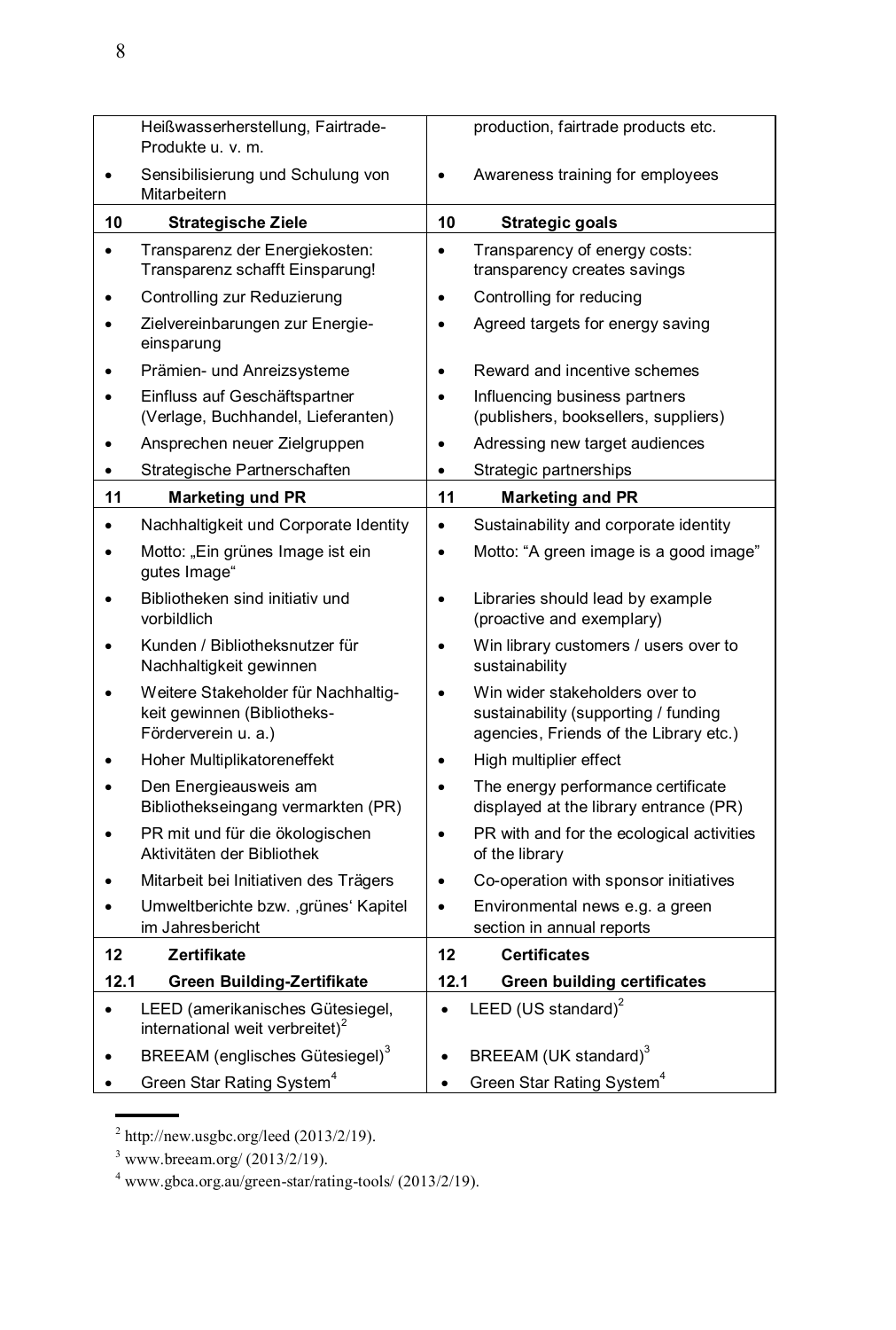| | |
|---|---|
| Heißwasserherstellung, Fairtrade-Produkte u. v. m. | production, fairtrade products etc. |
| • Sensibilisierung und Schulung von Mitarbeitern | • Awareness training for employees |
| **10 Strategische Ziele** | **10 Strategic goals** |
| • Transparenz der Energiekosten: Transparenz schafft Einsparung! | • Transparency of energy costs: transparency creates savings |
| • Controlling zur Reduzierung | • Controlling for reducing |
| • Zielvereinbarungen zur Energieeinsparung | • Agreed targets for energy saving |
| • Prämien- und Anreizsysteme | • Reward and incentive schemes |
| • Einfluss auf Geschäftspartner (Verlage, Buchhandel, Lieferanten) | • Influencing business partners (publishers, booksellers, suppliers) |
| • Ansprechen neuer Zielgruppen | • Adressing new target audiences |
| • Strategische Partnerschaften | • Strategic partnerships |
| **11 Marketing und PR** | **11 Marketing and PR** |
| • Nachhaltigkeit und Corporate Identity | • Sustainability and corporate identity |
| • Motto: „Ein grünes Image ist ein gutes Image" | • Motto: "A green image is a good image" |
| • Bibliotheken sind initiativ und vorbildlich | • Libraries should lead by example (proactive and exemplary) |
| • Kunden / Bibliotheksnutzer für Nachhaltigkeit gewinnen | • Win library customers / users over to sustainability |
| • Weitere Stakeholder für Nachhaltigkeit gewinnen (Bibliotheks-Förderverein u. a.) | • Win wider stakeholders over to sustainability (supporting / funding agencies, Friends of the Library etc.) |
| • Hoher Multiplikatoreneffekt | • High multiplier effect |
| • Den Energieausweis am Bibliothekseingang vermarkten (PR) | • The energy performance certificate displayed at the library entrance (PR) |
| • PR mit und für die ökologischen Aktivitäten der Bibliothek | • PR with and for the ecological activities of the library |
| • Mitarbeit bei Initiativen des Trägers | • Co-operation with sponsor initiatives |
| • Umweltberichte bzw. ‚grünes' Kapitel im Jahresbericht | • Environmental news e.g. a green section in annual reports |
| **12 Zertifikate** | **12 Certificates** |
| **12.1 Green Building-Zertifikate** | **12.1 Green building certificates** |
| • LEED (amerikanisches Gütesiegel, international weit verbreitet)[2] | • LEED (US standard)[2] |
| • BREEAM (englisches Gütesiegel)[3] | • BREEAM (UK standard)[3] |
| • Green Star Rating System[4] | • Green Star Rating System[4] |

[2] http://new.usgbc.org/leed (2013/2/19).

[3] www.breeam.org/ (2013/2/19).

[4] www.gbca.org.au/green-star/rating-tools/ (2013/2/19).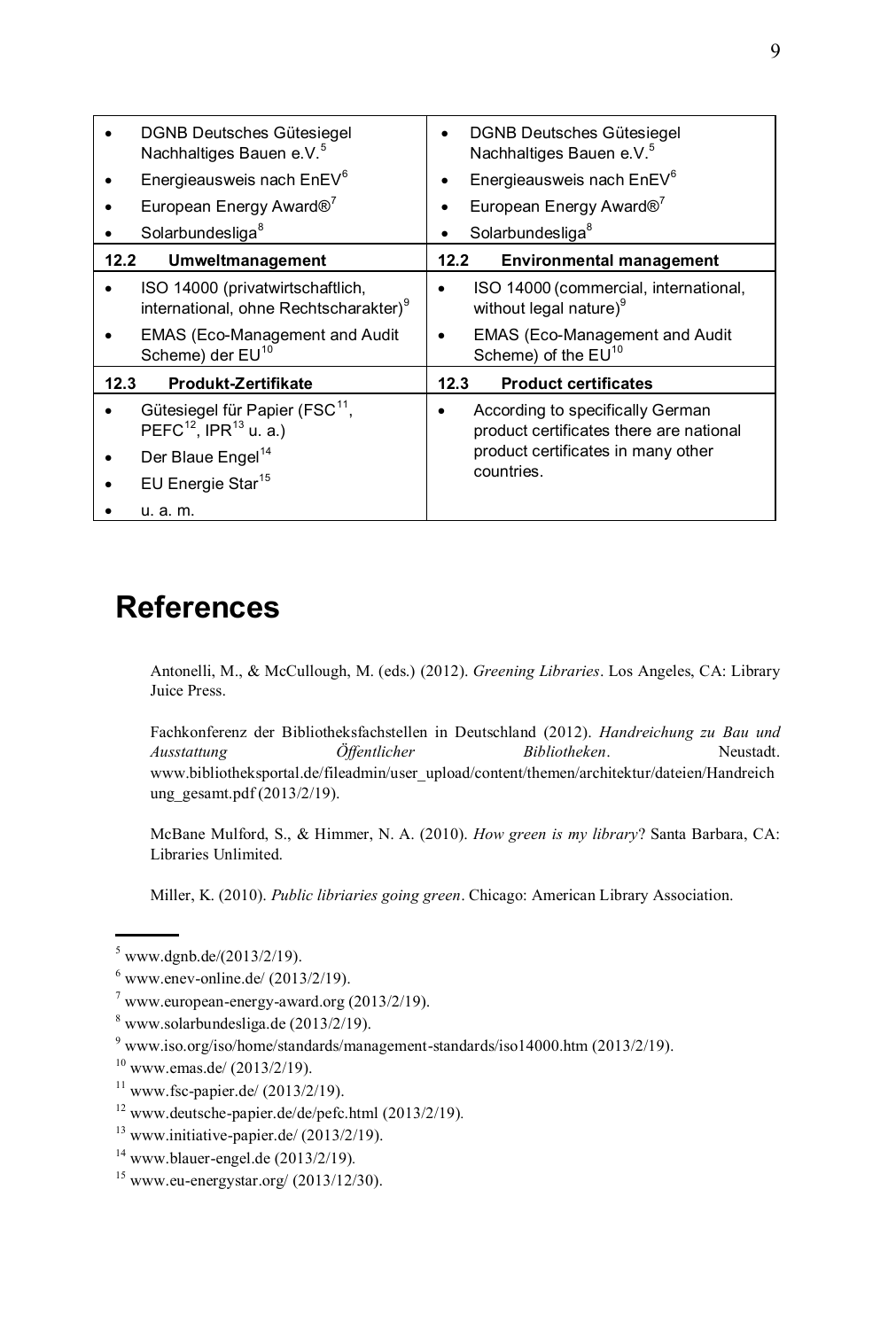| | |
|---|---|
| • DGNB Deutsches Gütesiegel Nachhaltiges Bauen e.V.[5]<br>• Energieausweis nach EnEV[6]<br>• European Energy Award®[7]<br>• Solarbundesliga[8] | • DGNB Deutsches Gütesiegel Nachhaltiges Bauen e.V.[5]<br>• Energieausweis nach EnEV[6]<br>• European Energy Award®[7]<br>• Solarbundesliga[8] |
| **12.2 Umweltmanagement** | **12.2 Environmental management** |
| • ISO 14000 (privatwirtschaftlich, international, ohne Rechtscharakter)[9]<br>• EMAS (Eco-Management and Audit Scheme) der EU[10] | • ISO 14000 (commercial, international, without legal nature)[9]<br>• EMAS (Eco-Management and Audit Scheme) of the EU[10] |
| **12.3 Produkt-Zertifikate** | **12.3 Product certificates** |
| • Gütesiegel für Papier (FSC[11], PEFC[12], IPR[13] u. a.)<br>• Der Blaue Engel[14]<br>• EU Energie Star[15]<br>• u. a. m. | • According to specifically German product certificates there are national product certificates in many other countries. |

# References

Antonelli, M., & McCullough, M. (eds.) (2012). *Greening Libraries*. Los Angeles, CA: Library Juice Press.

Fachkonferenz der Bibliotheksfachstellen in Deutschland (2012). *Handreichung zu Bau und Ausstattung Öffentlicher Bibliotheken*. Neustadt. www.bibliotheksportal.de/fileadmin/user_upload/content/themen/architektur/dateien/Handreichung_gesamt.pdf (2013/2/19).

McBane Mulford, S., & Himmer, N. A. (2010). *How green is my library*? Santa Barbara, CA: Libraries Unlimited.

Miller, K. (2010). *Public libriaries going green*. Chicago: American Library Association.

---

[5] www.dgnb.de/(2013/2/19).

[6] www.enev-online.de/ (2013/2/19).

[7] www.european-energy-award.org (2013/2/19).

[8] www.solarbundesliga.de (2013/2/19).

[9] www.iso.org/iso/home/standards/management-standards/iso14000.htm (2013/2/19).

[10] www.emas.de/ (2013/2/19).

[11] www.fsc-papier.de/ (2013/2/19).

[12] www.deutsche-papier.de/de/pefc.html (2013/2/19).

[13] www.initiative-papier.de/ (2013/2/19).

[14] www.blauer-engel.de (2013/2/19).

[15] www.eu-energystar.org/ (2013/12/30).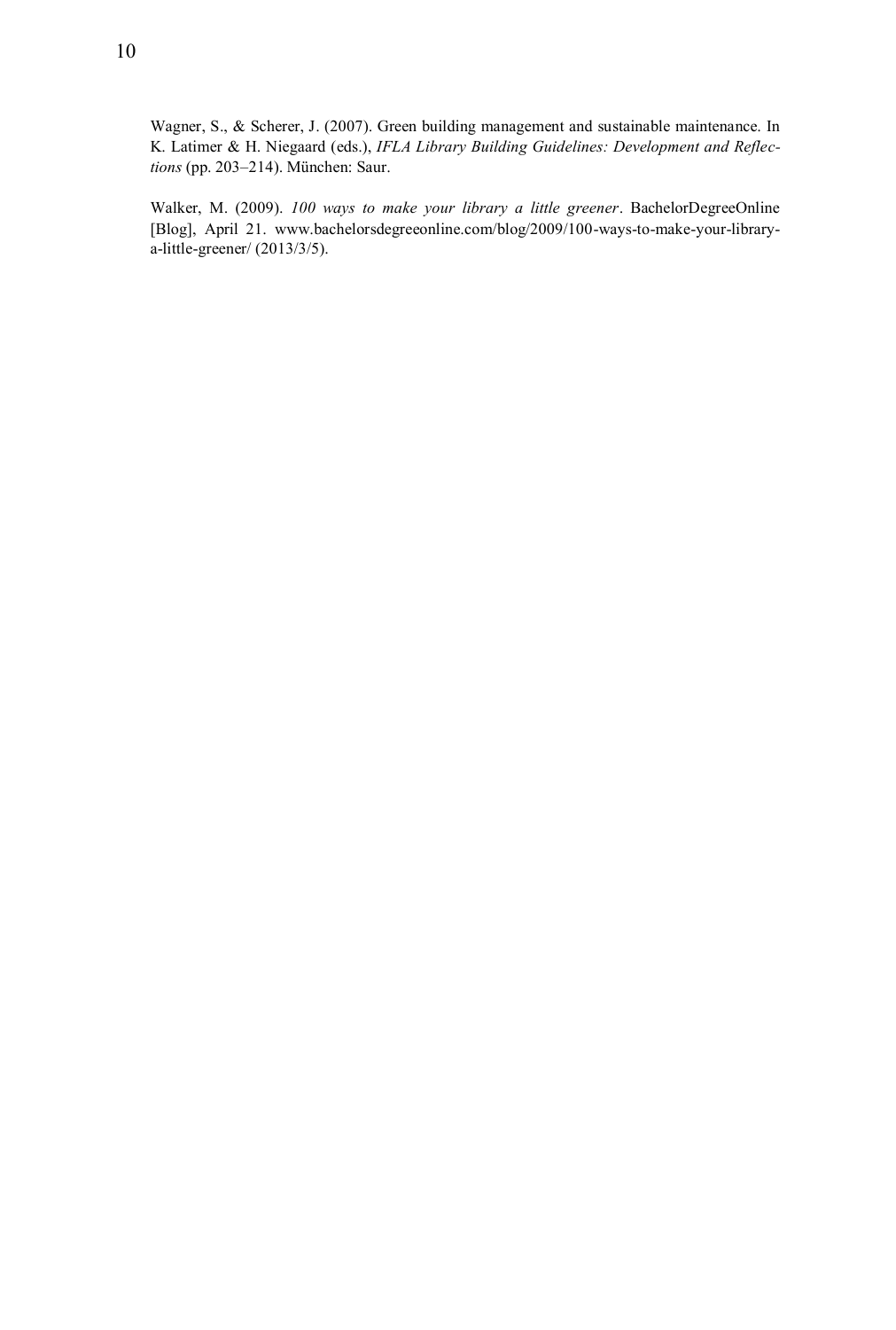Wagner, S., & Scherer, J. (2007). Green building management and sustainable maintenance. In K. Latimer & H. Niegaard (eds.), *IFLA Library Building Guidelines: Development and Reflections* (pp. 203–214). München: Saur.

Walker, M. (2009). *100 ways to make your library a little greener*. BachelorDegreeOnline [Blog], April 21. www.bachelorsdegreeonline.com/blog/2009/100-ways-to-make-your-library-a-little-greener/ (2013/3/5).